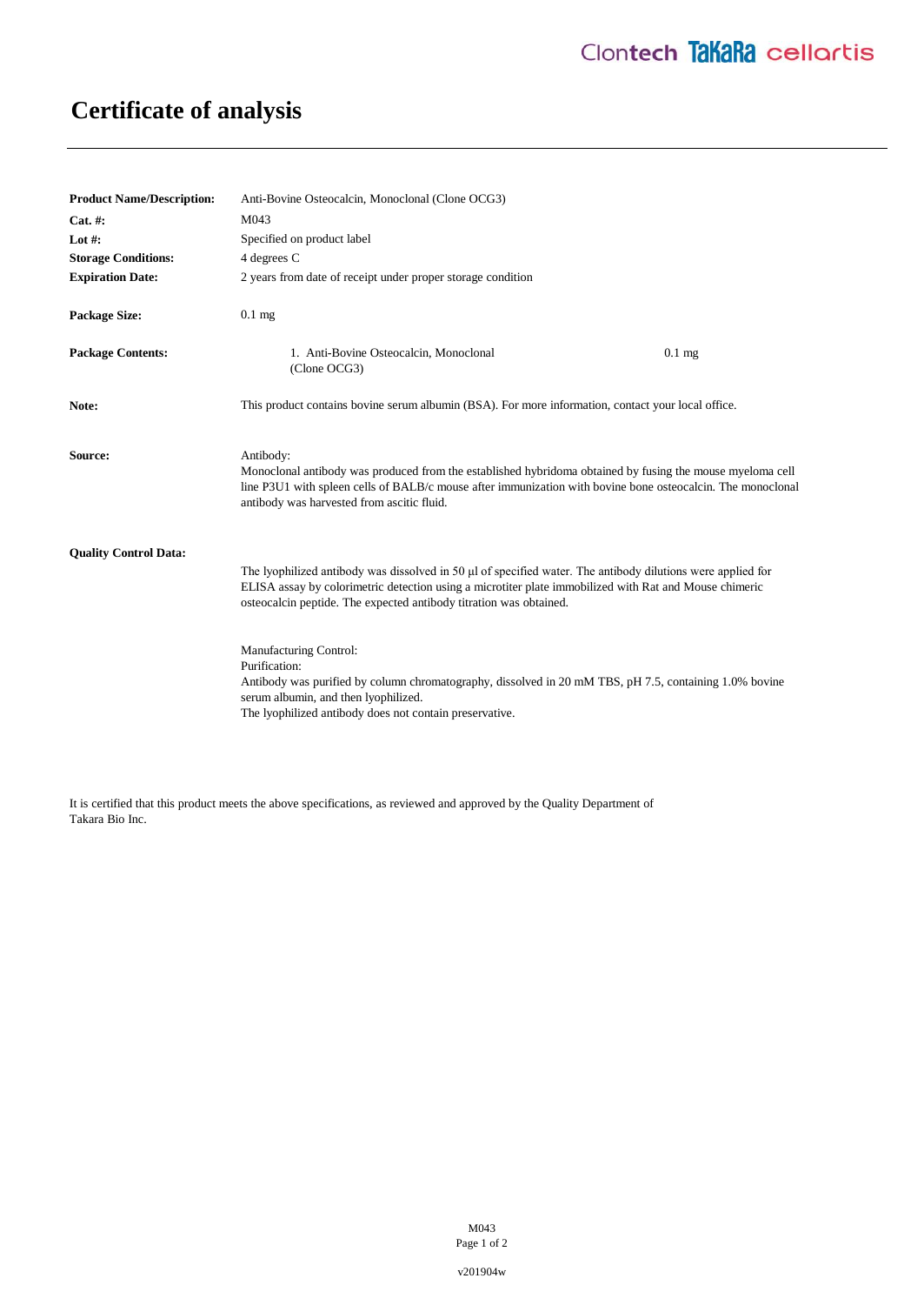# Certificate of analysis

| | |
|---|---|
| **Product Name/Description:** | Anti-Bovine Osteocalcin, Monoclonal (Clone OCG3) |
| **Cat. #:** | M043 |
| **Lot #:** | Specified on product label |
| **Storage Conditions:** | 4 degrees C |
| **Expiration Date:** | 2 years from date of receipt under proper storage condition |
| **Package Size:** | 0.1 mg |

**Package Contents:**

1. Anti-Bovine Osteocalcin, Monoclonal (Clone OCG3) — 0.1 mg

**Note:** This product contains bovine serum albumin (BSA). For more information, contact your local office.

**Source:**

Antibody:
Monoclonal antibody was produced from the established hybridoma obtained by fusing the mouse myeloma cell line P3U1 with spleen cells of BALB/c mouse after immunization with bovine bone osteocalcin. The monoclonal antibody was harvested from ascitic fluid.

**Quality Control Data:**

The lyophilized antibody was dissolved in 50 µl of specified water. The antibody dilutions were applied for ELISA assay by colorimetric detection using a microtiter plate immobilized with Rat and Mouse chimeric osteocalcin peptide. The expected antibody titration was obtained.

Manufacturing Control:
Purification:
Antibody was purified by column chromatography, dissolved in 20 mM TBS, pH 7.5, containing 1.0% bovine serum albumin, and then lyophilized.
The lyophilized antibody does not contain preservative.

It is certified that this product meets the above specifications, as reviewed and approved by the Quality Department of Takara Bio Inc.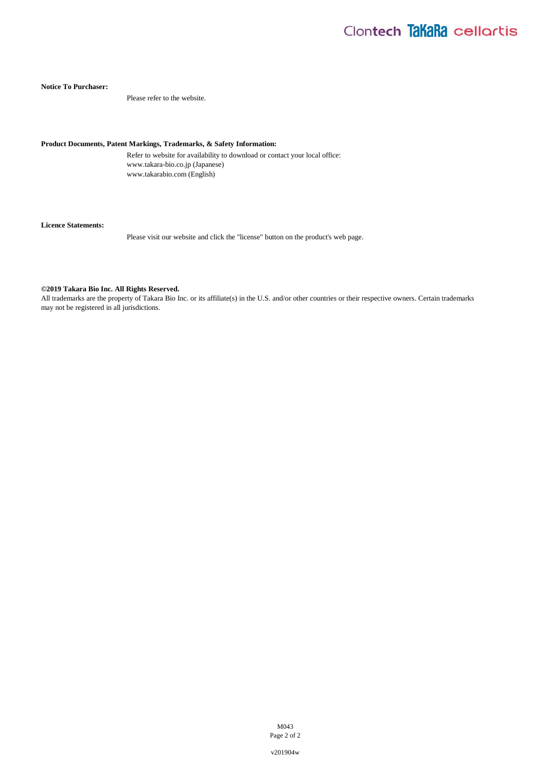**Notice To Purchaser:**

Please refer to the website.

**Product Documents, Patent Markings, Trademarks, & Safety Information:**

Refer to website for availability to download or contact your local office:
www.takara-bio.co.jp (Japanese)
www.takarabio.com (English)

**Licence Statements:**

Please visit our website and click the "license" button on the product's web page.

**©2019 Takara Bio Inc. All Rights Reserved.**
All trademarks are the property of Takara Bio Inc. or its affiliate(s) in the U.S. and/or other countries or their respective owners. Certain trademarks may not be registered in all jurisdictions.

v201904w